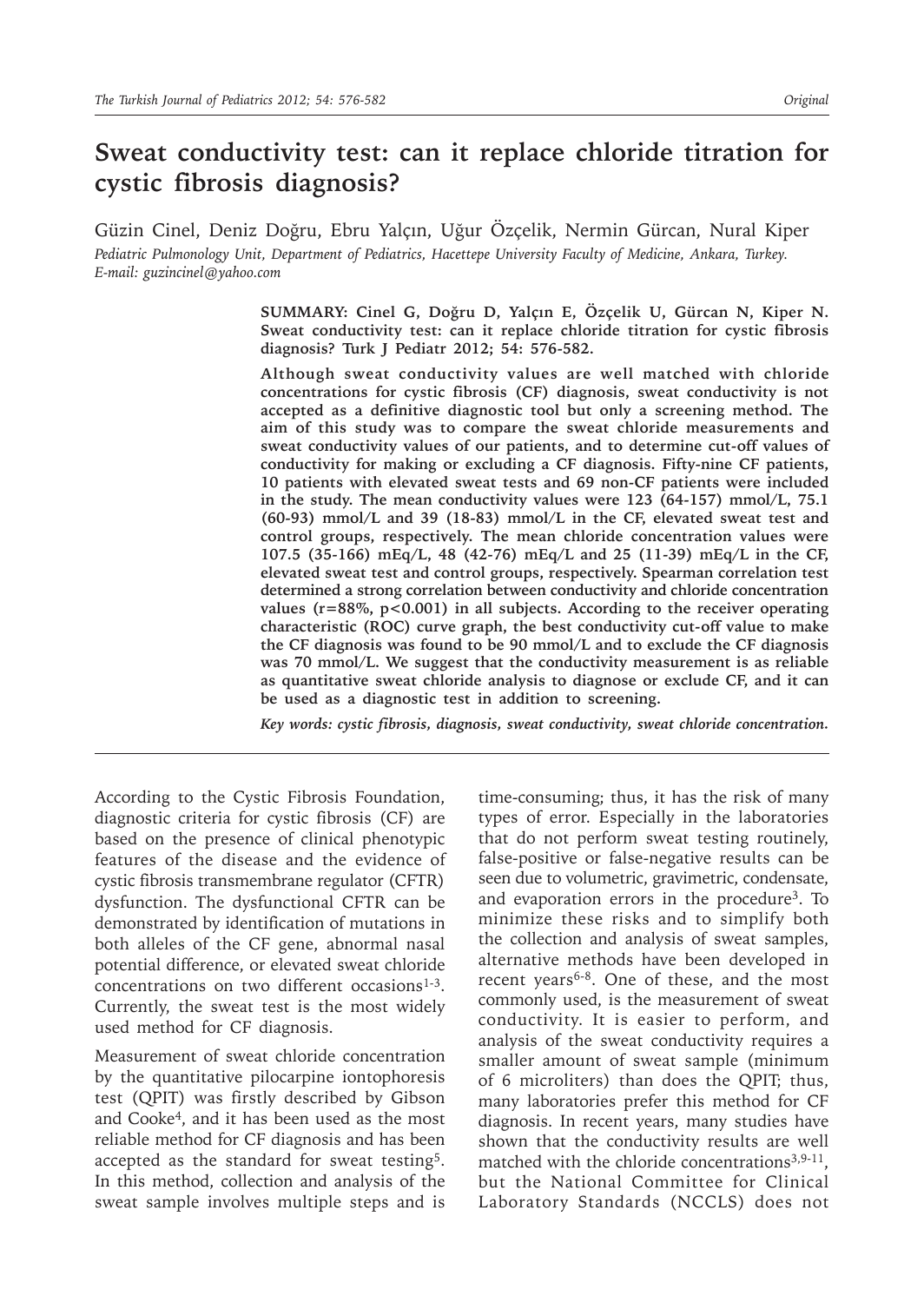# Sweat conductivity test: can it replace chloride titration for cystic fibrosis diagnosis?

Güzin Cinel, Deniz Doğru, Ebru Yalçın, Uğur Özçelik, Nermin Gürcan, Nural Kiper

*Pediatric Pulmonology Unit, Department of Pediatrics, Hacettepe University Faculty of Medicine, Ankara, Turkey. E-mail: guzincinel@yahoo.com*

**SUMMARY: Cinel G, Doğru D, Yalçın E, Özçelik U, Gürcan N, Kiper N. Sweat conductivity test: can it replace chloride titration for cystic fibrosis diagnosis? Turk J Pediatr 2012; 54: 576-582.**

**Although sweat conductivity values are well matched with chloride concentrations for cystic fibrosis (CF) diagnosis, sweat conductivity is not accepted as a definitive diagnostic tool but only a screening method. The aim of this study was to compare the sweat chloride measurements and sweat conductivity values of our patients, and to determine cut-off values of conductivity for making or excluding a CF diagnosis. Fifty-nine CF patients, 10 patients with elevated sweat tests and 69 non-CF patients were included in the study. The mean conductivity values were 123 (64-157) mmol/L, 75.1 (60-93) mmol/L and 39 (18-83) mmol/L in the CF, elevated sweat test and control groups, respectively. The mean chloride concentration values were 107.5 (35-166) mEq/L, 48 (42-76) mEq/L and 25 (11-39) mEq/L in the CF, elevated sweat test and control groups, respectively. Spearman correlation test determined a strong correlation between conductivity and chloride concentration values ($r=88\%$, $p<0.001$) in all subjects. According to the receiver operating characteristic (ROC) curve graph, the best conductivity cut-off value to make the CF diagnosis was found to be 90 mmol/L and to exclude the CF diagnosis was 70 mmol/L. We suggest that the conductivity measurement is as reliable as quantitative sweat chloride analysis to diagnose or exclude CF, and it can be used as a diagnostic test in addition to screening.**

*Key words: cystic fibrosis, diagnosis, sweat conductivity, sweat chloride concentration.*

---

According to the Cystic Fibrosis Foundation, diagnostic criteria for cystic fibrosis (CF) are based on the presence of clinical phenotypic features of the disease and the evidence of cystic fibrosis transmembrane regulator (CFTR) dysfunction. The dysfunctional CFTR can be demonstrated by identification of mutations in both alleles of the CF gene, abnormal nasal potential difference, or elevated sweat chloride concentrations on two different occasions[1-3]. Currently, the sweat test is the most widely used method for CF diagnosis.

Measurement of sweat chloride concentration by the quantitative pilocarpine iontophoresis test (QPIT) was firstly described by Gibson and Cooke[4], and it has been used as the most reliable method for CF diagnosis and has been accepted as the standard for sweat testing[5]. In this method, collection and analysis of the sweat sample involves multiple steps and is time-consuming; thus, it has the risk of many types of error. Especially in the laboratories that do not perform sweat testing routinely, false-positive or false-negative results can be seen due to volumetric, gravimetric, condensate, and evaporation errors in the procedure[3]. To minimize these risks and to simplify both the collection and analysis of sweat samples, alternative methods have been developed in recent years[6-8]. One of these, and the most commonly used, is the measurement of sweat conductivity. It is easier to perform, and analysis of the sweat conductivity requires a smaller amount of sweat sample (minimum of 6 microliters) than does the QPIT; thus, many laboratories prefer this method for CF diagnosis. In recent years, many studies have shown that the conductivity results are well matched with the chloride concentrations[3,9-11], but the National Committee for Clinical Laboratory Standards (NCCLS) does not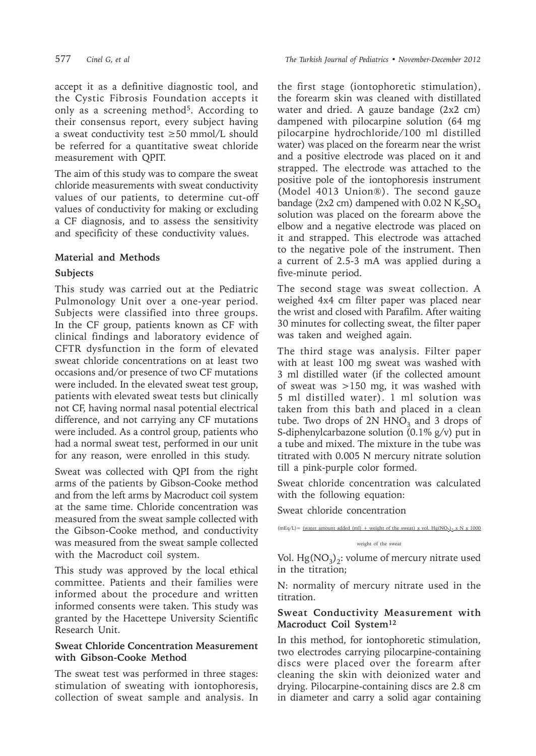accept it as a definitive diagnostic tool, and the Cystic Fibrosis Foundation accepts it only as a screening method[5]. According to their consensus report, every subject having a sweat conductivity test ≥50 mmol/L should be referred for a quantitative sweat chloride measurement with QPIT.

The aim of this study was to compare the sweat chloride measurements with sweat conductivity values of our patients, to determine cut-off values of conductivity for making or excluding a CF diagnosis, and to assess the sensitivity and specificity of these conductivity values.

## Material and Methods

### Subjects

This study was carried out at the Pediatric Pulmonology Unit over a one-year period. Subjects were classified into three groups. In the CF group, patients known as CF with clinical findings and laboratory evidence of CFTR dysfunction in the form of elevated sweat chloride concentrations on at least two occasions and/or presence of two CF mutations were included. In the elevated sweat test group, patients with elevated sweat tests but clinically not CF, having normal nasal potential electrical difference, and not carrying any CF mutations were included. As a control group, patients who had a normal sweat test, performed in our unit for any reason, were enrolled in this study.

Sweat was collected with QPI from the right arms of the patients by Gibson-Cooke method and from the left arms by Macroduct coil system at the same time. Chloride concentration was measured from the sweat sample collected with the Gibson-Cooke method, and conductivity was measured from the sweat sample collected with the Macroduct coil system.

This study was approved by the local ethical committee. Patients and their families were informed about the procedure and written informed consents were taken. This study was granted by the Hacettepe University Scientific Research Unit.

### Sweat Chloride Concentration Measurement with Gibson-Cooke Method

The sweat test was performed in three stages: stimulation of sweating with iontophoresis, collection of sweat sample and analysis. In the first stage (iontophoretic stimulation), the forearm skin was cleaned with distillated water and dried. A gauze bandage (2x2 cm) dampened with pilocarpine solution (64 mg pilocarpine hydrochloride/100 ml distilled water) was placed on the forearm near the wrist and a positive electrode was placed on it and strapped. The electrode was attached to the positive pole of the iontophoresis instrument (Model 4013 Union®). The second gauze bandage (2x2 cm) dampened with 0.02 N $K_2SO_4$ solution was placed on the forearm above the elbow and a negative electrode was placed on it and strapped. This electrode was attached to the negative pole of the instrument. Then a current of 2.5-3 mA was applied during a five-minute period.

The second stage was sweat collection. A weighed 4x4 cm filter paper was placed near the wrist and closed with Parafilm. After waiting 30 minutes for collecting sweat, the filter paper was taken and weighed again.

The third stage was analysis. Filter paper with at least 100 mg sweat was washed with 3 ml distilled water (if the collected amount of sweat was >150 mg, it was washed with 5 ml distilled water). 1 ml solution was taken from this bath and placed in a clean tube. Two drops of 2N $HNO_3$ and 3 drops of S-diphenylcarbazone solution (0.1% g/v) put in a tube and mixed. The mixture in the tube was titrated with 0.005 N mercury nitrate solution till a pink-purple color formed.

Sweat chloride concentration was calculated with the following equation:

Sweat chloride concentration

$$(\text{mEq/L}) = \frac{(\text{water amount added (ml)} + \text{weight of the sweat}) \times \text{vol. } Hg(NO_3)_2 \times N \times 1000}{\text{weight of the sweat}}$$

Vol. $Hg(NO_3)_2$: volume of mercury nitrate used in the titration;

N: normality of mercury nitrate used in the titration.

### Sweat Conductivity Measurement with Macroduct Coil System[12]

In this method, for iontophoretic stimulation, two electrodes carrying pilocarpine-containing discs were placed over the forearm after cleaning the skin with deionized water and drying. Pilocarpine-containing discs are 2.8 cm in diameter and carry a solid agar containing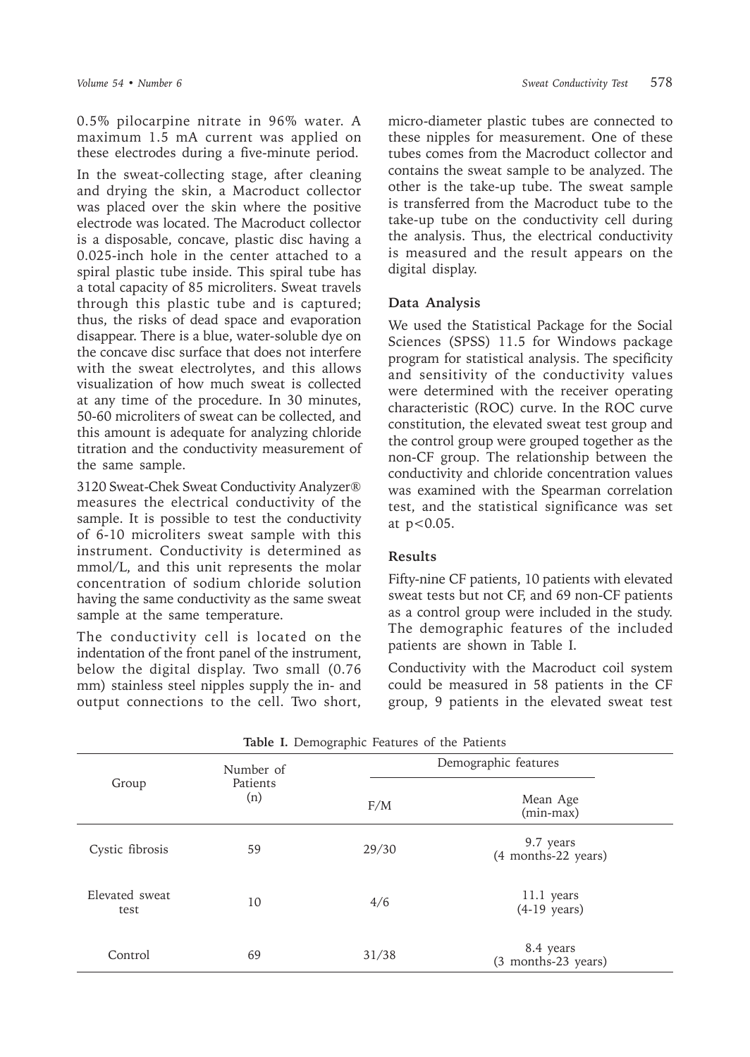0.5% pilocarpine nitrate in 96% water. A maximum 1.5 mA current was applied on these electrodes during a five-minute period.

In the sweat-collecting stage, after cleaning and drying the skin, a Macroduct collector was placed over the skin where the positive electrode was located. The Macroduct collector is a disposable, concave, plastic disc having a 0.025-inch hole in the center attached to a spiral plastic tube inside. This spiral tube has a total capacity of 85 microliters. Sweat travels through this plastic tube and is captured; thus, the risks of dead space and evaporation disappear. There is a blue, water-soluble dye on the concave disc surface that does not interfere with the sweat electrolytes, and this allows visualization of how much sweat is collected at any time of the procedure. In 30 minutes, 50-60 microliters of sweat can be collected, and this amount is adequate for analyzing chloride titration and the conductivity measurement of the same sample.

3120 Sweat-Chek Sweat Conductivity Analyzer® measures the electrical conductivity of the sample. It is possible to test the conductivity of 6-10 microliters sweat sample with this instrument. Conductivity is determined as mmol/L, and this unit represents the molar concentration of sodium chloride solution having the same conductivity as the same sweat sample at the same temperature.

The conductivity cell is located on the indentation of the front panel of the instrument, below the digital display. Two small (0.76 mm) stainless steel nipples supply the in- and output connections to the cell. Two short, micro-diameter plastic tubes are connected to these nipples for measurement. One of these tubes comes from the Macroduct collector and contains the sweat sample to be analyzed. The other is the take-up tube. The sweat sample is transferred from the Macroduct tube to the take-up tube on the conductivity cell during the analysis. Thus, the electrical conductivity is measured and the result appears on the digital display.

## Data Analysis

We used the Statistical Package for the Social Sciences (SPSS) 11.5 for Windows package program for statistical analysis. The specificity and sensitivity of the conductivity values were determined with the receiver operating characteristic (ROC) curve. In the ROC curve constitution, the elevated sweat test group and the control group were grouped together as the non-CF group. The relationship between the conductivity and chloride concentration values was examined with the Spearman correlation test, and the statistical significance was set at $p<0.05$.

## Results

Fifty-nine CF patients, 10 patients with elevated sweat tests but not CF, and 69 non-CF patients as a control group were included in the study. The demographic features of the included patients are shown in Table I.

Conductivity with the Macroduct coil system could be measured in 58 patients in the CF group, 9 patients in the elevated sweat test

**Table I.** Demographic Features of the Patients

| Group | Number of Patients (n) | Demographic features | |
|---|---|---|---|
| | | F/M | Mean Age (min-max) |
| Cystic fibrosis | 59 | 29/30 | 9.7 years (4 months-22 years) |
| Elevated sweat test | 10 | 4/6 | 11.1 years (4-19 years) |
| Control | 69 | 31/38 | 8.4 years (3 months-23 years) |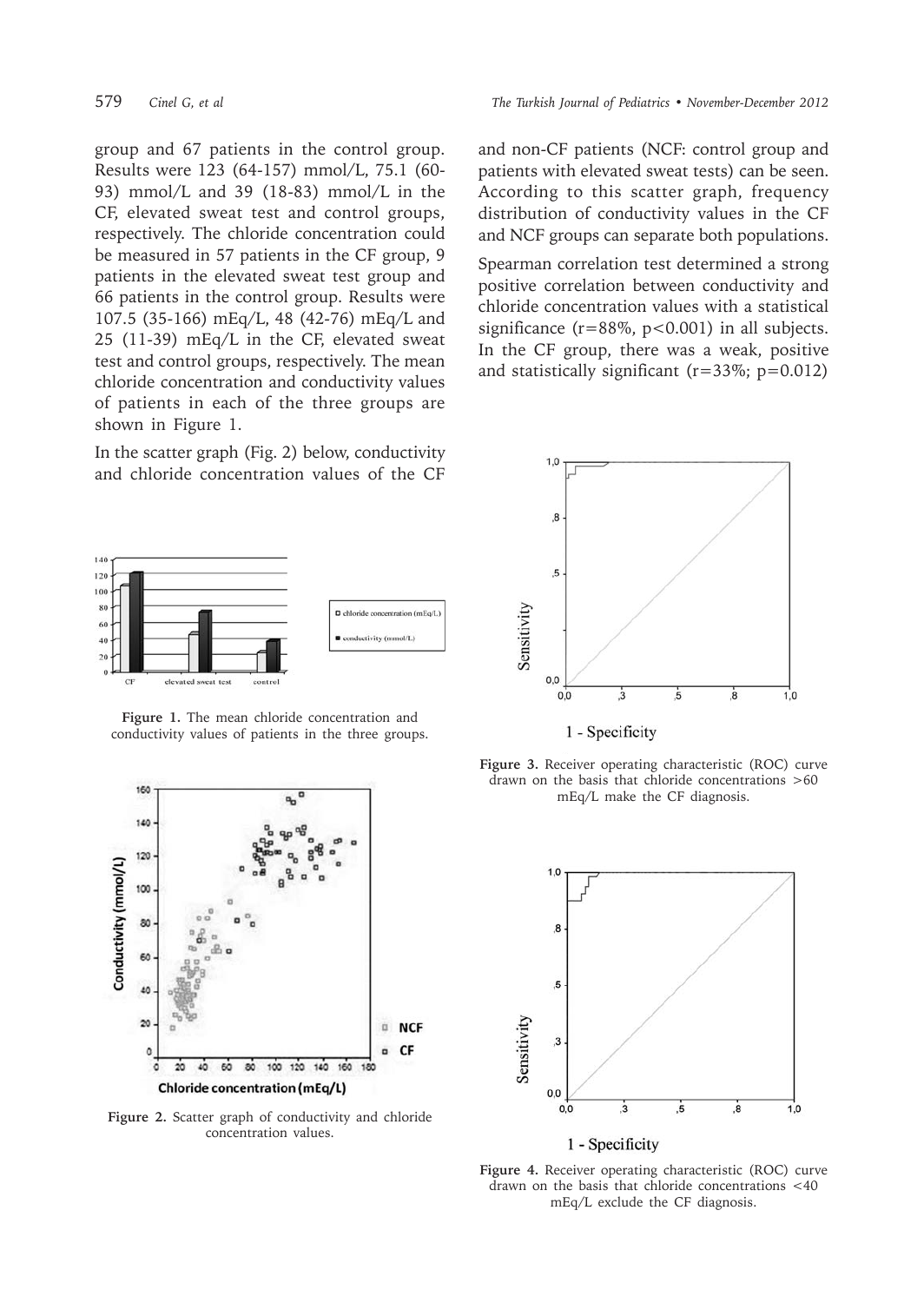group and 67 patients in the control group. Results were 123 (64-157) mmol/L, 75.1 (60-93) mmol/L and 39 (18-83) mmol/L in the CF, elevated sweat test and control groups, respectively. The chloride concentration could be measured in 57 patients in the CF group, 9 patients in the elevated sweat test group and 66 patients in the control group. Results were 107.5 (35-166) mEq/L, 48 (42-76) mEq/L and 25 (11-39) mEq/L in the CF, elevated sweat test and control groups, respectively. The mean chloride concentration and conductivity values of patients in each of the three groups are shown in Figure 1.

In the scatter graph (Fig. 2) below, conductivity and chloride concentration values of the CF and non-CF patients (NCF: control group and patients with elevated sweat tests) can be seen. According to this scatter graph, frequency distribution of conductivity values in the CF and NCF groups can separate both populations.

Spearman correlation test determined a strong positive correlation between conductivity and chloride concentration values with a statistical significance ($r=88\%$, $p<0.001$) in all subjects. In the CF group, there was a weak, positive and statistically significant ($r=33\%$; $p=0.012$)

**Figure 1.** The mean chloride concentration and conductivity values of patients in the three groups.

**Figure 2.** Scatter graph of conductivity and chloride concentration values.

**Figure 3.** Receiver operating characteristic (ROC) curve drawn on the basis that chloride concentrations >60 mEq/L make the CF diagnosis.

**Figure 4.** Receiver operating characteristic (ROC) curve drawn on the basis that chloride concentrations <40 mEq/L exclude the CF diagnosis.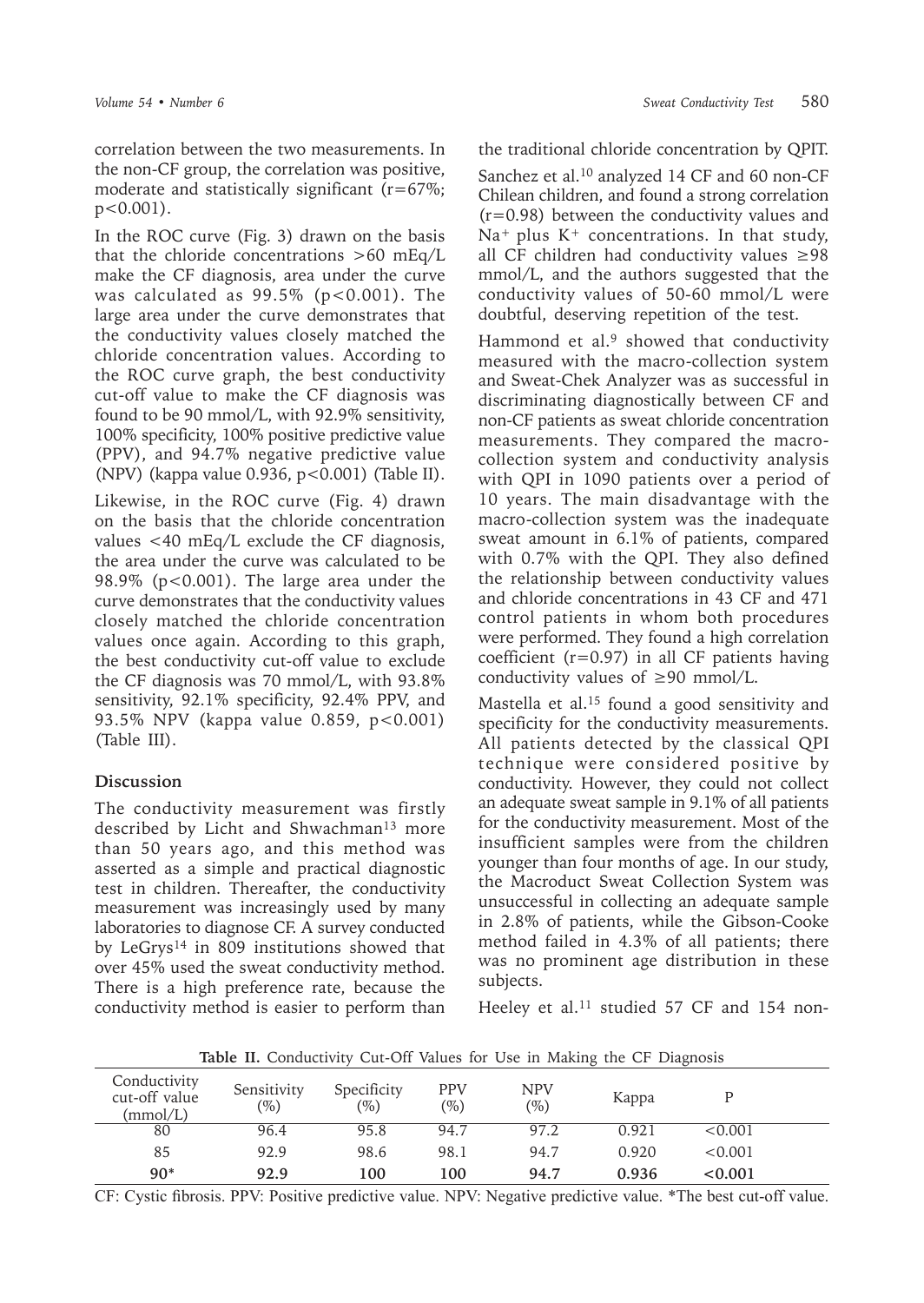correlation between the two measurements. In the non-CF group, the correlation was positive, moderate and statistically significant ($r=67\%$; $p<0.001$).

In the ROC curve (Fig. 3) drawn on the basis that the chloride concentrations >60 mEq/L make the CF diagnosis, area under the curve was calculated as 99.5% ($p<0.001$). The large area under the curve demonstrates that the conductivity values closely matched the chloride concentration values. According to the ROC curve graph, the best conductivity cut-off value to make the CF diagnosis was found to be 90 mmol/L, with 92.9% sensitivity, 100% specificity, 100% positive predictive value (PPV), and 94.7% negative predictive value (NPV) (kappa value 0.936, $p<0.001$) (Table II).

Likewise, in the ROC curve (Fig. 4) drawn on the basis that the chloride concentration values <40 mEq/L exclude the CF diagnosis, the area under the curve was calculated to be 98.9% ($p<0.001$). The large area under the curve demonstrates that the conductivity values closely matched the chloride concentration values once again. According to this graph, the best conductivity cut-off value to exclude the CF diagnosis was 70 mmol/L, with 93.8% sensitivity, 92.1% specificity, 92.4% PPV, and 93.5% NPV (kappa value 0.859, $p<0.001$) (Table III).

## Discussion

The conductivity measurement was firstly described by Licht and Shwachman[13] more than 50 years ago, and this method was asserted as a simple and practical diagnostic test in children. Thereafter, the conductivity measurement was increasingly used by many laboratories to diagnose CF. A survey conducted by LeGrys[14] in 809 institutions showed that over 45% used the sweat conductivity method. There is a high preference rate, because the conductivity method is easier to perform than the traditional chloride concentration by QPIT.

Sanchez et al.[10] analyzed 14 CF and 60 non-CF Chilean children, and found a strong correlation ($r=0.98$) between the conductivity values and $Na^+$ plus $K^+$ concentrations. In that study, all CF children had conductivity values ≥98 mmol/L, and the authors suggested that the conductivity values of 50-60 mmol/L were doubtful, deserving repetition of the test.

Hammond et al.[9] showed that conductivity measured with the macro-collection system and Sweat-Chek Analyzer was as successful in discriminating diagnostically between CF and non-CF patients as sweat chloride concentration measurements. They compared the macro-collection system and conductivity analysis with QPI in 1090 patients over a period of 10 years. The main disadvantage with the macro-collection system was the inadequate sweat amount in 6.1% of patients, compared with 0.7% with the QPI. They also defined the relationship between conductivity values and chloride concentrations in 43 CF and 471 control patients in whom both procedures were performed. They found a high correlation coefficient ($r=0.97$) in all CF patients having conductivity values of ≥90 mmol/L.

Mastella et al.[15] found a good sensitivity and specificity for the conductivity measurements. All patients detected by the classical QPI technique were considered positive by conductivity. However, they could not collect an adequate sweat sample in 9.1% of all patients for the conductivity measurement. Most of the insufficient samples were from the children younger than four months of age. In our study, the Macroduct Sweat Collection System was unsuccessful in collecting an adequate sample in 2.8% of patients, while the Gibson-Cooke method failed in 4.3% of all patients; there was no prominent age distribution in these subjects.

Heeley et al.[11] studied 57 CF and 154 non-

**Table II.** Conductivity Cut-Off Values for Use in Making the CF Diagnosis

| Conductivity cut-off value (mmol/L) | Sensitivity (%) | Specificity (%) | PPV (%) | NPV (%) | Kappa | P |
|---|---|---|---|---|---|---|
| 80 | 96.4 | 95.8 | 94.7 | 97.2 | 0.921 | <0.001 |
| 85 | 92.9 | 98.6 | 98.1 | 94.7 | 0.920 | <0.001 |
| **90*** | **92.9** | **100** | **100** | **94.7** | **0.936** | **<0.001** |

CF: Cystic fibrosis. PPV: Positive predictive value. NPV: Negative predictive value. *The best cut-off value.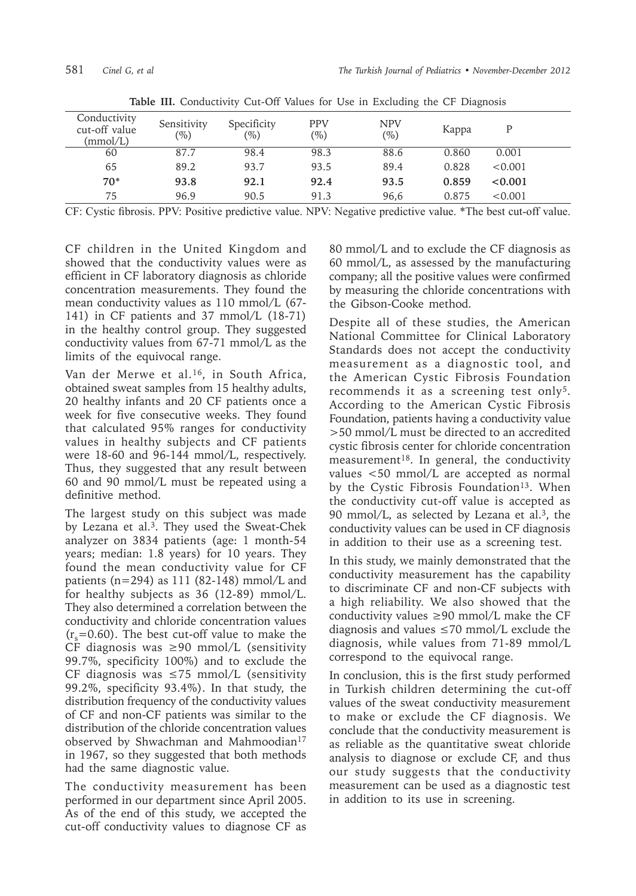**Table III.** Conductivity Cut-Off Values for Use in Excluding the CF Diagnosis

| Conductivity cut-off value (mmol/L) | Sensitivity (%) | Specificity (%) | PPV (%) | NPV (%) | Kappa | P |
|---|---|---|---|---|---|---|
| 60 | 87.7 | 98.4 | 98.3 | 88.6 | 0.860 | 0.001 |
| 65 | 89.2 | 93.7 | 93.5 | 89.4 | 0.828 | <0.001 |
| **70*** | **93.8** | **92.1** | **92.4** | **93.5** | **0.859** | **<0.001** |
| 75 | 96.9 | 90.5 | 91.3 | 96,6 | 0.875 | <0.001 |

CF: Cystic fibrosis. PPV: Positive predictive value. NPV: Negative predictive value. *The best cut-off value.

CF children in the United Kingdom and showed that the conductivity values were as efficient in CF laboratory diagnosis as chloride concentration measurements. They found the mean conductivity values as 110 mmol/L (67-141) in CF patients and 37 mmol/L (18-71) in the healthy control group. They suggested conductivity values from 67-71 mmol/L as the limits of the equivocal range.

Van der Merwe et al.[16], in South Africa, obtained sweat samples from 15 healthy adults, 20 healthy infants and 20 CF patients once a week for five consecutive weeks. They found that calculated 95% ranges for conductivity values in healthy subjects and CF patients were 18-60 and 96-144 mmol/L, respectively. Thus, they suggested that any result between 60 and 90 mmol/L must be repeated using a definitive method.

The largest study on this subject was made by Lezana et al.[3]. They used the Sweat-Chek analyzer on 3834 patients (age: 1 month-54 years; median: 1.8 years) for 10 years. They found the mean conductivity value for CF patients (n=294) as 111 (82-148) mmol/L and for healthy subjects as 36 (12-89) mmol/L. They also determined a correlation between the conductivity and chloride concentration values ($r_s$=0.60). The best cut-off value to make the CF diagnosis was ≥90 mmol/L (sensitivity 99.7%, specificity 100%) and to exclude the CF diagnosis was ≤75 mmol/L (sensitivity 99.2%, specificity 93.4%). In that study, the distribution frequency of the conductivity values of CF and non-CF patients was similar to the distribution of the chloride concentration values observed by Shwachman and Mahmoodian[17] in 1967, so they suggested that both methods had the same diagnostic value.

The conductivity measurement has been performed in our department since April 2005. As of the end of this study, we accepted the cut-off conductivity values to diagnose CF as 80 mmol/L and to exclude the CF diagnosis as 60 mmol/L, as assessed by the manufacturing company; all the positive values were confirmed by measuring the chloride concentrations with the Gibson-Cooke method.

Despite all of these studies, the American National Committee for Clinical Laboratory Standards does not accept the conductivity measurement as a diagnostic tool, and the American Cystic Fibrosis Foundation recommends it as a screening test only[5]. According to the American Cystic Fibrosis Foundation, patients having a conductivity value >50 mmol/L must be directed to an accredited cystic fibrosis center for chloride concentration measurement[18]. In general, the conductivity values <50 mmol/L are accepted as normal by the Cystic Fibrosis Foundation[13]. When the conductivity cut-off value is accepted as 90 mmol/L, as selected by Lezana et al.[3], the conductivity values can be used in CF diagnosis in addition to their use as a screening test.

In this study, we mainly demonstrated that the conductivity measurement has the capability to discriminate CF and non-CF subjects with a high reliability. We also showed that the conductivity values ≥90 mmol/L make the CF diagnosis and values ≤70 mmol/L exclude the diagnosis, while values from 71-89 mmol/L correspond to the equivocal range.

In conclusion, this is the first study performed in Turkish children determining the cut-off values of the sweat conductivity measurement to make or exclude the CF diagnosis. We conclude that the conductivity measurement is as reliable as the quantitative sweat chloride analysis to diagnose or exclude CF, and thus our study suggests that the conductivity measurement can be used as a diagnostic test in addition to its use in screening.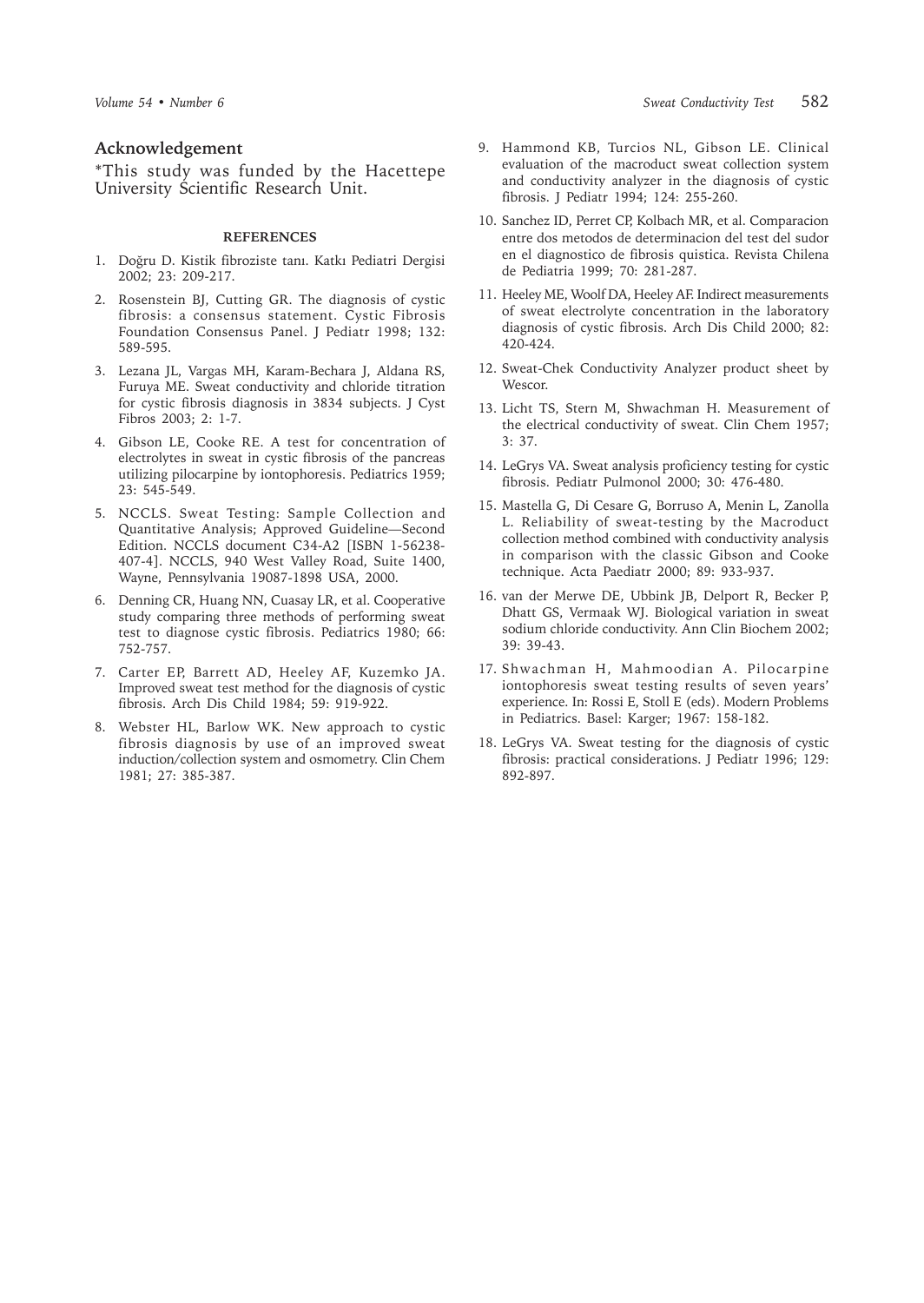## Acknowledgement

*This study was funded by the Hacettepe University Scientific Research Unit.

### REFERENCES

1. Doğru D. Kistik fibroziste tanı. Katkı Pediatri Dergisi 2002; 23: 209-217.
2. Rosenstein BJ, Cutting GR. The diagnosis of cystic fibrosis: a consensus statement. Cystic Fibrosis Foundation Consensus Panel. J Pediatr 1998; 132: 589-595.
3. Lezana JL, Vargas MH, Karam-Bechara J, Aldana RS, Furuya ME. Sweat conductivity and chloride titration for cystic fibrosis diagnosis in 3834 subjects. J Cyst Fibros 2003; 2: 1-7.
4. Gibson LE, Cooke RE. A test for concentration of electrolytes in sweat in cystic fibrosis of the pancreas utilizing pilocarpine by iontophoresis. Pediatrics 1959; 23: 545-549.
5. NCCLS. Sweat Testing: Sample Collection and Quantitative Analysis; Approved Guideline—Second Edition. NCCLS document C34-A2 [ISBN 1-56238-407-4]. NCCLS, 940 West Valley Road, Suite 1400, Wayne, Pennsylvania 19087-1898 USA, 2000.
6. Denning CR, Huang NN, Cuasay LR, et al. Cooperative study comparing three methods of performing sweat test to diagnose cystic fibrosis. Pediatrics 1980; 66: 752-757.
7. Carter EP, Barrett AD, Heeley AF, Kuzemko JA. Improved sweat test method for the diagnosis of cystic fibrosis. Arch Dis Child 1984; 59: 919-922.
8. Webster HL, Barlow WK. New approach to cystic fibrosis diagnosis by use of an improved sweat induction/collection system and osmometry. Clin Chem 1981; 27: 385-387.
9. Hammond KB, Turcios NL, Gibson LE. Clinical evaluation of the macroduct sweat collection system and conductivity analyzer in the diagnosis of cystic fibrosis. J Pediatr 1994; 124: 255-260.
10. Sanchez ID, Perret CP, Kolbach MR, et al. Comparacion entre dos metodos de determinacion del test del sudor en el diagnostico de fibrosis quistica. Revista Chilena de Pediatria 1999; 70: 281-287.
11. Heeley ME, Woolf DA, Heeley AF. Indirect measurements of sweat electrolyte concentration in the laboratory diagnosis of cystic fibrosis. Arch Dis Child 2000; 82: 420-424.
12. Sweat-Chek Conductivity Analyzer product sheet by Wescor.
13. Licht TS, Stern M, Shwachman H. Measurement of the electrical conductivity of sweat. Clin Chem 1957; 3: 37.
14. LeGrys VA. Sweat analysis proficiency testing for cystic fibrosis. Pediatr Pulmonol 2000; 30: 476-480.
15. Mastella G, Di Cesare G, Borruso A, Menin L, Zanolla L. Reliability of sweat-testing by the Macroduct collection method combined with conductivity analysis in comparison with the classic Gibson and Cooke technique. Acta Paediatr 2000; 89: 933-937.
16. van der Merwe DE, Ubbink JB, Delport R, Becker P, Dhatt GS, Vermaak WJ. Biological variation in sweat sodium chloride conductivity. Ann Clin Biochem 2002; 39: 39-43.
17. Shwachman H, Mahmoodian A. Pilocarpine iontophoresis sweat testing results of seven years' experience. In: Rossi E, Stoll E (eds). Modern Problems in Pediatrics. Basel: Karger; 1967: 158-182.
18. LeGrys VA. Sweat testing for the diagnosis of cystic fibrosis: practical considerations. J Pediatr 1996; 129: 892-897.